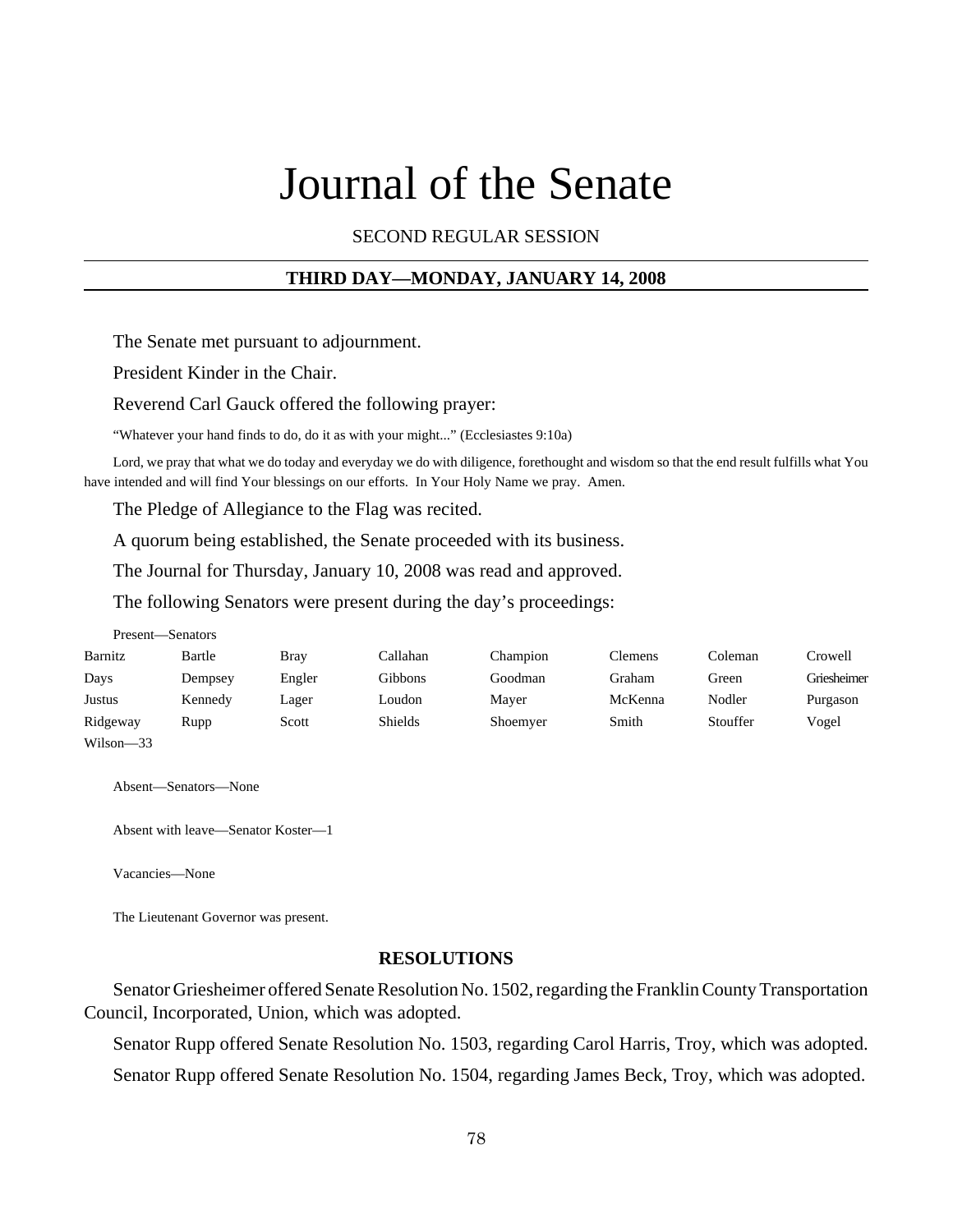# Journal of the Senate

SECOND REGULAR SESSION

## THIRD DAY—MONDAY, JANUARY 14, 2008

The Senate met pursuant to adjournment.

President Kinder in the Chair.

Reverend Carl Gauck offered the following prayer:

"Whatever your hand finds to do, do it as with your might..." (Ecclesiastes 9:10a)

Lord, we pray that what we do today and everyday we do with diligence, forethought and wisdom so that the end result fulfills what You have intended and will find Your blessings on our efforts. In Your Holy Name we pray. Amen.

The Pledge of Allegiance to the Flag was recited.

A quorum being established, the Senate proceeded with its business.

The Journal for Thursday, January 10, 2008 was read and approved.

The following Senators were present during the day's proceedings:

Present—Senators

| | | | | | | | |
|---|---|---|---|---|---|---|---|
| Barnitz | Bartle | Bray | Callahan | Champion | Clemens | Coleman | Crowell |
| Days | Dempsey | Engler | Gibbons | Goodman | Graham | Green | Griesheimer |
| Justus | Kennedy | Lager | Loudon | Mayer | McKenna | Nodler | Purgason |
| Ridgeway | Rupp | Scott | Shields | Shoemyer | Smith | Stouffer | Vogel |
| Wilson—33 | | | | | | | |

Absent—Senators—None

Absent with leave—Senator Koster—1

Vacancies—None

The Lieutenant Governor was present.

### RESOLUTIONS

Senator Griesheimer offered Senate Resolution No. 1502, regarding the Franklin County Transportation Council, Incorporated, Union, which was adopted.

Senator Rupp offered Senate Resolution No. 1503, regarding Carol Harris, Troy, which was adopted.

Senator Rupp offered Senate Resolution No. 1504, regarding James Beck, Troy, which was adopted.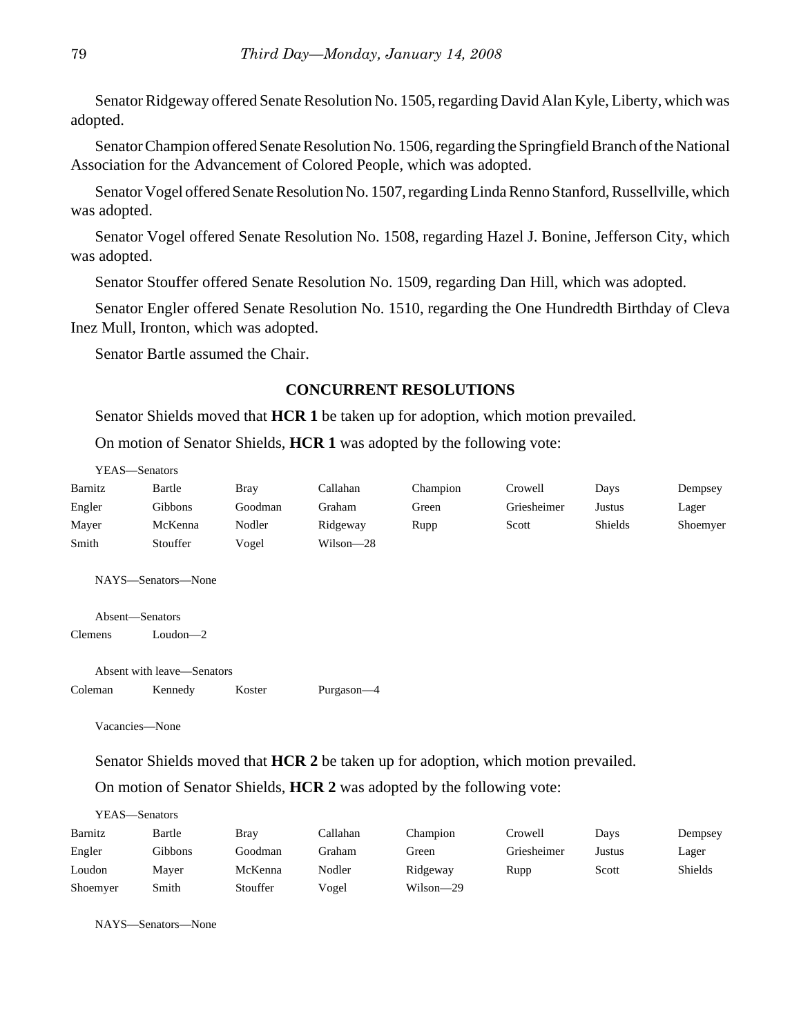Senator Ridgeway offered Senate Resolution No. 1505, regarding David Alan Kyle, Liberty, which was adopted.

Senator Champion offered Senate Resolution No. 1506, regarding the Springfield Branch of the National Association for the Advancement of Colored People, which was adopted.

Senator Vogel offered Senate Resolution No. 1507, regarding Linda Renno Stanford, Russellville, which was adopted.

Senator Vogel offered Senate Resolution No. 1508, regarding Hazel J. Bonine, Jefferson City, which was adopted.

Senator Stouffer offered Senate Resolution No. 1509, regarding Dan Hill, which was adopted.

Senator Engler offered Senate Resolution No. 1510, regarding the One Hundredth Birthday of Cleva Inez Mull, Ironton, which was adopted.

Senator Bartle assumed the Chair.

## CONCURRENT RESOLUTIONS

Senator Shields moved that **HCR 1** be taken up for adoption, which motion prevailed.

On motion of Senator Shields, **HCR 1** was adopted by the following vote:

YEAS—Senators

| | | | | | | | |
|---|---|---|---|---|---|---|---|
| Barnitz | Bartle | Bray | Callahan | Champion | Crowell | Days | Dempsey |
| Engler | Gibbons | Goodman | Graham | Green | Griesheimer | Justus | Lager |
| Mayer | McKenna | Nodler | Ridgeway | Rupp | Scott | Shields | Shoemyer |
| Smith | Stouffer | Vogel | Wilson—28 | | | | |

NAYS—Senators—None

Absent—Senators

Clemens Loudon—2

Absent with leave—Senators

Coleman Kennedy Koster Purgason—4

Vacancies—None

Senator Shields moved that **HCR 2** be taken up for adoption, which motion prevailed.

On motion of Senator Shields, **HCR 2** was adopted by the following vote:

YEAS—Senators

| | | | | | | | |
|---|---|---|---|---|---|---|---|
| Barnitz | Bartle | Bray | Callahan | Champion | Crowell | Days | Dempsey |
| Engler | Gibbons | Goodman | Graham | Green | Griesheimer | Justus | Lager |
| Loudon | Mayer | McKenna | Nodler | Ridgeway | Rupp | Scott | Shields |
| Shoemyer | Smith | Stouffer | Vogel | Wilson—29 | | | |

NAYS—Senators—None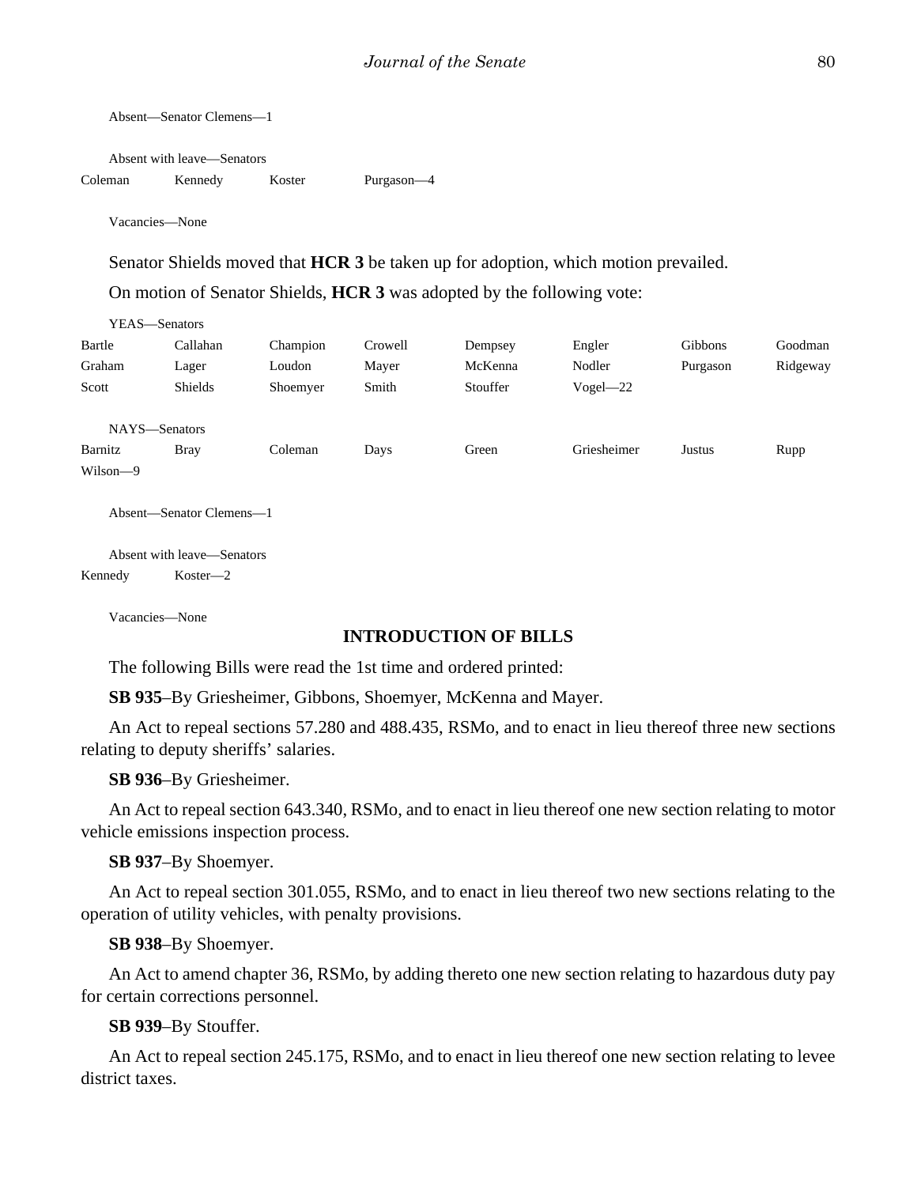Absent—Senator Clemens—1

Absent with leave—Senators

| Coleman | Kennedy | Koster | Purgason—4 |
|---|---|---|---|

Vacancies—None

Senator Shields moved that **HCR 3** be taken up for adoption, which motion prevailed.

On motion of Senator Shields, **HCR 3** was adopted by the following vote:

YEAS—Senators

| Bartle | Callahan | Champion | Crowell | Dempsey | Engler | Gibbons | Goodman |
|---|---|---|---|---|---|---|---|
| Graham | Lager | Loudon | Mayer | McKenna | Nodler | Purgason | Ridgeway |
| Scott | Shields | Shoemyer | Smith | Stouffer | Vogel—22 | | |

NAYS—Senators

| Barnitz | Bray | Coleman | Days | Green | Griesheimer | Justus | Rupp |
|---|---|---|---|---|---|---|---|
| Wilson—9 | | | | | | | |

Absent—Senator Clemens—1

Absent with leave—Senators

| Kennedy | Koster—2 |
|---|---|

Vacancies—None

## INTRODUCTION OF BILLS

The following Bills were read the 1st time and ordered printed:

**SB 935**–By Griesheimer, Gibbons, Shoemyer, McKenna and Mayer.

An Act to repeal sections 57.280 and 488.435, RSMo, and to enact in lieu thereof three new sections relating to deputy sheriffs' salaries.

**SB 936**–By Griesheimer.

An Act to repeal section 643.340, RSMo, and to enact in lieu thereof one new section relating to motor vehicle emissions inspection process.

**SB 937**–By Shoemyer.

An Act to repeal section 301.055, RSMo, and to enact in lieu thereof two new sections relating to the operation of utility vehicles, with penalty provisions.

**SB 938**–By Shoemyer.

An Act to amend chapter 36, RSMo, by adding thereto one new section relating to hazardous duty pay for certain corrections personnel.

**SB 939**–By Stouffer.

An Act to repeal section 245.175, RSMo, and to enact in lieu thereof one new section relating to levee district taxes.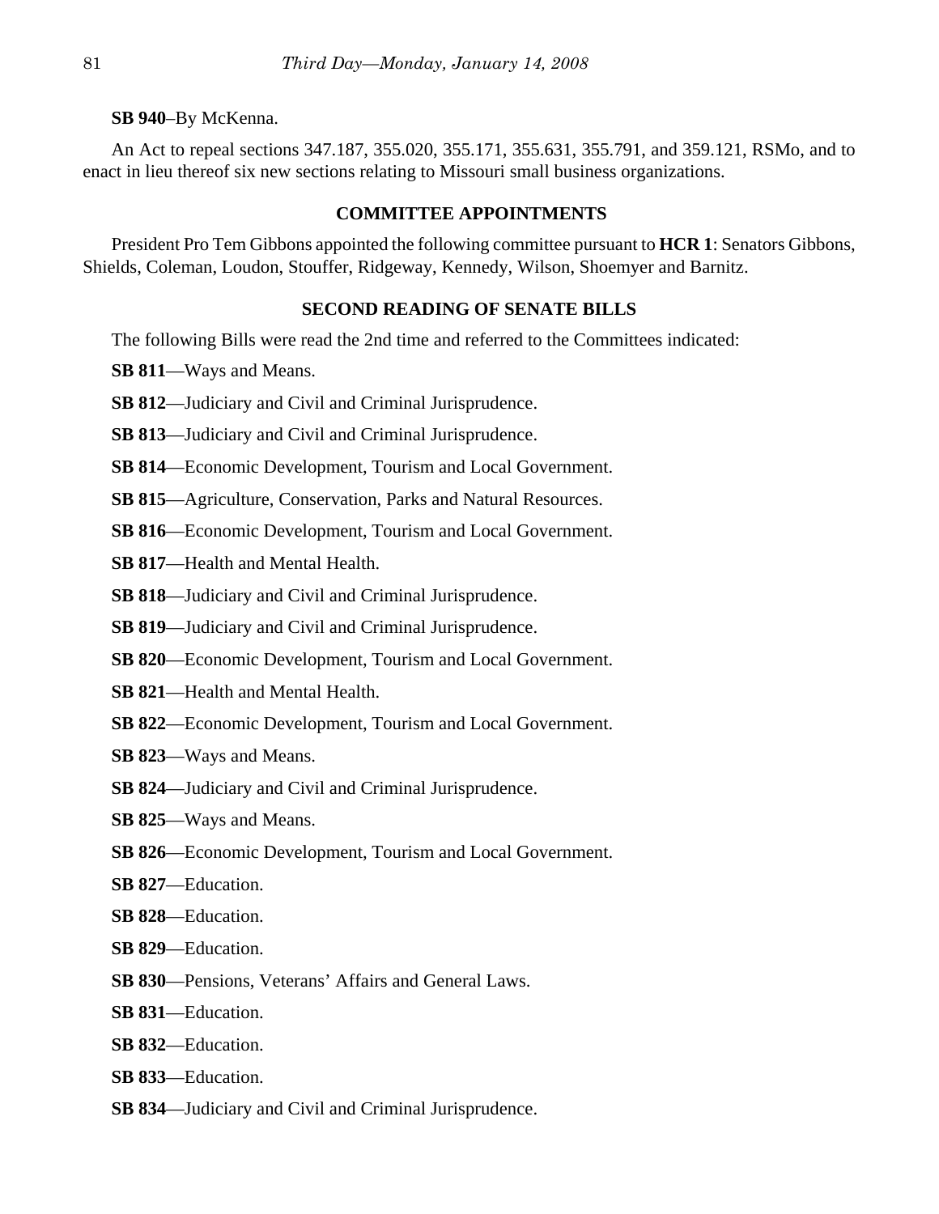**SB 940**–By McKenna.

An Act to repeal sections 347.187, 355.020, 355.171, 355.631, 355.791, and 359.121, RSMo, and to enact in lieu thereof six new sections relating to Missouri small business organizations.

## COMMITTEE APPOINTMENTS

President Pro Tem Gibbons appointed the following committee pursuant to **HCR 1**: Senators Gibbons, Shields, Coleman, Loudon, Stouffer, Ridgeway, Kennedy, Wilson, Shoemyer and Barnitz.

## SECOND READING OF SENATE BILLS

The following Bills were read the 2nd time and referred to the Committees indicated:

**SB 811**—Ways and Means.

**SB 812**—Judiciary and Civil and Criminal Jurisprudence.

**SB 813**—Judiciary and Civil and Criminal Jurisprudence.

**SB 814**—Economic Development, Tourism and Local Government.

**SB 815**—Agriculture, Conservation, Parks and Natural Resources.

**SB 816**—Economic Development, Tourism and Local Government.

**SB 817**—Health and Mental Health.

**SB 818**—Judiciary and Civil and Criminal Jurisprudence.

**SB 819**—Judiciary and Civil and Criminal Jurisprudence.

**SB 820**—Economic Development, Tourism and Local Government.

**SB 821**—Health and Mental Health.

**SB 822**—Economic Development, Tourism and Local Government.

**SB 823**—Ways and Means.

**SB 824**—Judiciary and Civil and Criminal Jurisprudence.

**SB 825**—Ways and Means.

**SB 826**—Economic Development, Tourism and Local Government.

**SB 827**—Education.

**SB 828**—Education.

**SB 829**—Education.

**SB 830**—Pensions, Veterans' Affairs and General Laws.

**SB 831**—Education.

**SB 832**—Education.

**SB 833**—Education.

**SB 834**—Judiciary and Civil and Criminal Jurisprudence.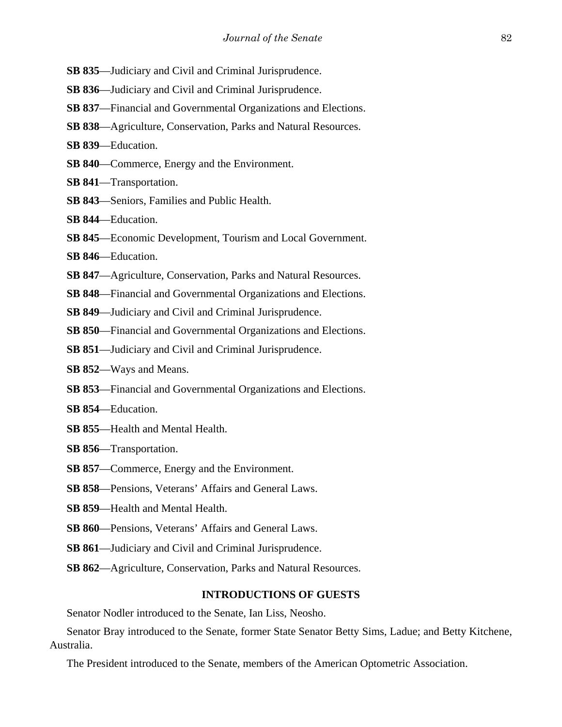**SB 835**—Judiciary and Civil and Criminal Jurisprudence.

**SB 836**—Judiciary and Civil and Criminal Jurisprudence.

**SB 837**—Financial and Governmental Organizations and Elections.

**SB 838**—Agriculture, Conservation, Parks and Natural Resources.

**SB 839**—Education.

**SB 840**—Commerce, Energy and the Environment.

**SB 841**—Transportation.

**SB 843**—Seniors, Families and Public Health.

**SB 844**—Education.

**SB 845**—Economic Development, Tourism and Local Government.

**SB 846**—Education.

**SB 847**—Agriculture, Conservation, Parks and Natural Resources.

**SB 848**—Financial and Governmental Organizations and Elections.

**SB 849**—Judiciary and Civil and Criminal Jurisprudence.

**SB 850**—Financial and Governmental Organizations and Elections.

**SB 851**—Judiciary and Civil and Criminal Jurisprudence.

**SB 852**—Ways and Means.

**SB 853**—Financial and Governmental Organizations and Elections.

**SB 854**—Education.

**SB 855**—Health and Mental Health.

**SB 856**—Transportation.

**SB 857**—Commerce, Energy and the Environment.

**SB 858**—Pensions, Veterans' Affairs and General Laws.

**SB 859**—Health and Mental Health.

**SB 860**—Pensions, Veterans' Affairs and General Laws.

**SB 861**—Judiciary and Civil and Criminal Jurisprudence.

**SB 862**—Agriculture, Conservation, Parks and Natural Resources.

## INTRODUCTIONS OF GUESTS

Senator Nodler introduced to the Senate, Ian Liss, Neosho.

Senator Bray introduced to the Senate, former State Senator Betty Sims, Ladue; and Betty Kitchene, Australia.

The President introduced to the Senate, members of the American Optometric Association.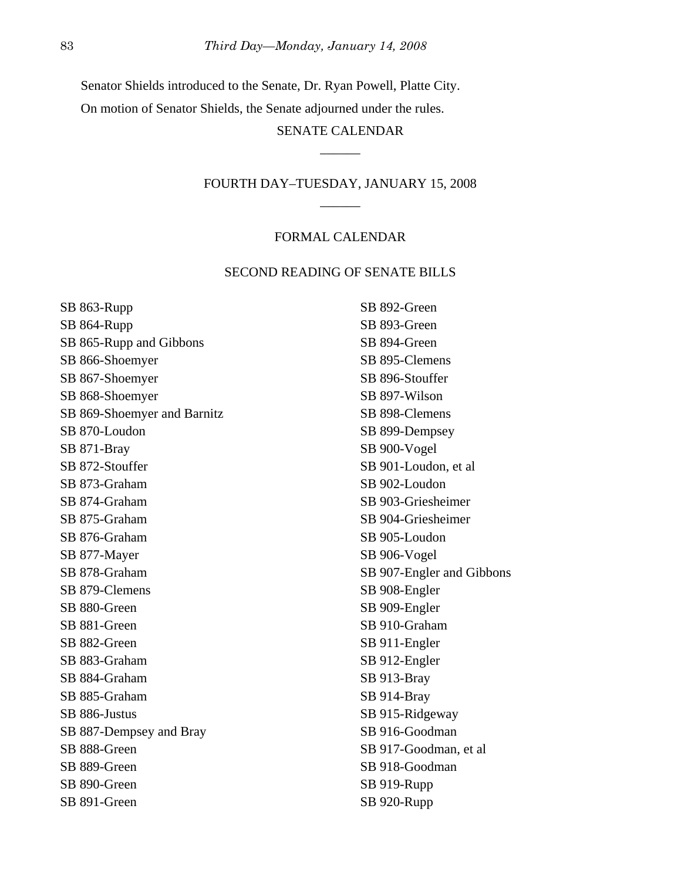Senator Shields introduced to the Senate, Dr. Ryan Powell, Platte City.

On motion of Senator Shields, the Senate adjourned under the rules.

## SENATE CALENDAR

______

## FOURTH DAY–TUESDAY, JANUARY 15, 2008

______

### FORMAL CALENDAR

### SECOND READING OF SENATE BILLS

SB 863-Rupp
SB 864-Rupp
SB 865-Rupp and Gibbons
SB 866-Shoemyer
SB 867-Shoemyer
SB 868-Shoemyer
SB 869-Shoemyer and Barnitz
SB 870-Loudon
SB 871-Bray
SB 872-Stouffer
SB 873-Graham
SB 874-Graham
SB 875-Graham
SB 876-Graham
SB 877-Mayer
SB 878-Graham
SB 879-Clemens
SB 880-Green
SB 881-Green
SB 882-Green
SB 883-Graham
SB 884-Graham
SB 885-Graham
SB 886-Justus
SB 887-Dempsey and Bray
SB 888-Green
SB 889-Green
SB 890-Green
SB 891-Green
SB 892-Green
SB 893-Green
SB 894-Green
SB 895-Clemens
SB 896-Stouffer
SB 897-Wilson
SB 898-Clemens
SB 899-Dempsey
SB 900-Vogel
SB 901-Loudon, et al
SB 902-Loudon
SB 903-Griesheimer
SB 904-Griesheimer
SB 905-Loudon
SB 906-Vogel
SB 907-Engler and Gibbons
SB 908-Engler
SB 909-Engler
SB 910-Graham
SB 911-Engler
SB 912-Engler
SB 913-Bray
SB 914-Bray
SB 915-Ridgeway
SB 916-Goodman
SB 917-Goodman, et al
SB 918-Goodman
SB 919-Rupp
SB 920-Rupp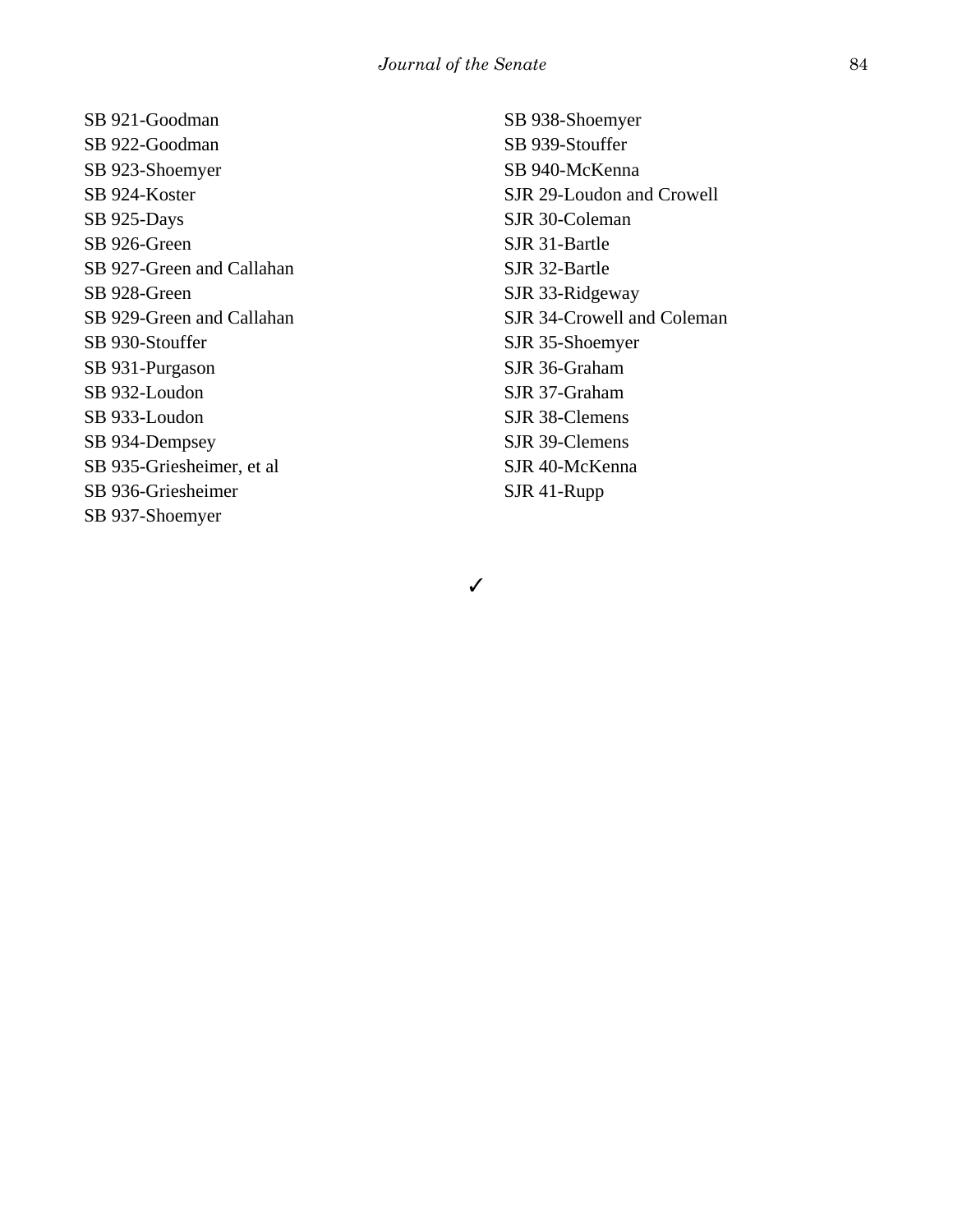SB 921-Goodman
SB 922-Goodman
SB 923-Shoemyer
SB 924-Koster
SB 925-Days
SB 926-Green
SB 927-Green and Callahan
SB 928-Green
SB 929-Green and Callahan
SB 930-Stouffer
SB 931-Purgason
SB 932-Loudon
SB 933-Loudon
SB 934-Dempsey
SB 935-Griesheimer, et al
SB 936-Griesheimer
SB 937-Shoemyer
SB 938-Shoemyer
SB 939-Stouffer
SB 940-McKenna
SJR 29-Loudon and Crowell
SJR 30-Coleman
SJR 31-Bartle
SJR 32-Bartle
SJR 33-Ridgeway
SJR 34-Crowell and Coleman
SJR 35-Shoemyer
SJR 36-Graham
SJR 37-Graham
SJR 38-Clemens
SJR 39-Clemens
SJR 40-McKenna
SJR 41-Rupp

✓